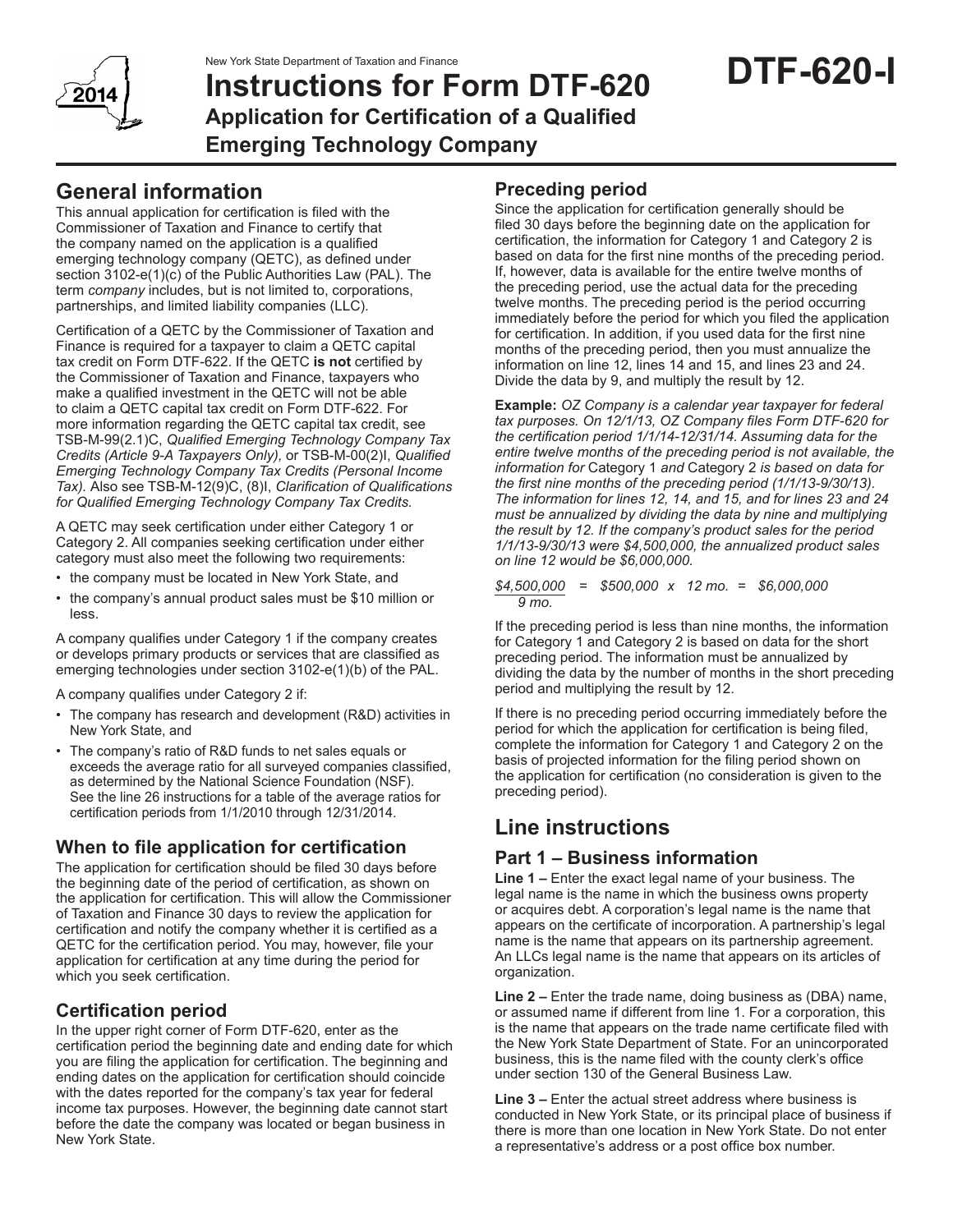New York State Department of Taxation and Finance

# Instructions for Form DTF-620

## Application for Certification of a Qualified Emerging Technology Company

**DTF-620-I**

2014

## General information

This annual application for certification is filed with the Commissioner of Taxation and Finance to certify that the company named on the application is a qualified emerging technology company (QETC), as defined under section 3102-e(1)(c) of the Public Authorities Law (PAL). The term *company* includes, but is not limited to, corporations, partnerships, and limited liability companies (LLC).

Certification of a QETC by the Commissioner of Taxation and Finance is required for a taxpayer to claim a QETC capital tax credit on Form DTF-622. If the QETC **is not** certified by the Commissioner of Taxation and Finance, taxpayers who make a qualified investment in the QETC will not be able to claim a QETC capital tax credit on Form DTF-622. For more information regarding the QETC capital tax credit, see TSB-M-99(2.1)C, *Qualified Emerging Technology Company Tax Credits (Article 9-A Taxpayers Only),* or TSB-M-00(2)I, *Qualified Emerging Technology Company Tax Credits (Personal Income Tax).* Also see TSB-M-12(9)C, (8)I, *Clarification of Qualifications for Qualified Emerging Technology Company Tax Credits.*

A QETC may seek certification under either Category 1 or Category 2. All companies seeking certification under either category must also meet the following two requirements:

- the company must be located in New York State, and
- the company's annual product sales must be $10 million or less.

A company qualifies under Category 1 if the company creates or develops primary products or services that are classified as emerging technologies under section 3102-e(1)(b) of the PAL.

A company qualifies under Category 2 if:

- The company has research and development (R&D) activities in New York State, and
- The company's ratio of R&D funds to net sales equals or exceeds the average ratio for all surveyed companies classified, as determined by the National Science Foundation (NSF). See the line 26 instructions for a table of the average ratios for certification periods from 1/1/2010 through 12/31/2014.

### When to file application for certification

The application for certification should be filed 30 days before the beginning date of the period of certification, as shown on the application for certification. This will allow the Commissioner of Taxation and Finance 30 days to review the application for certification and notify the company whether it is certified as a QETC for the certification period. You may, however, file your application for certification at any time during the period for which you seek certification.

### Certification period

In the upper right corner of Form DTF-620, enter as the certification period the beginning date and ending date for which you are filing the application for certification. The beginning and ending dates on the application for certification should coincide with the dates reported for the company's tax year for federal income tax purposes. However, the beginning date cannot start before the date the company was located or began business in New York State.

### Preceding period

Since the application for certification generally should be filed 30 days before the beginning date on the application for certification, the information for Category 1 and Category 2 is based on data for the first nine months of the preceding period. If, however, data is available for the entire twelve months of the preceding period, use the actual data for the preceding twelve months. The preceding period is the period occurring immediately before the period for which you filed the application for certification. In addition, if you used data for the first nine months of the preceding period, then you must annualize the information on line 12, lines 14 and 15, and lines 23 and 24. Divide the data by 9, and multiply the result by 12.

**Example:** *OZ Company is a calendar year taxpayer for federal tax purposes. On 12/1/13, OZ Company files Form DTF-620 for the certification period 1/1/14-12/31/14. Assuming data for the entire twelve months of the preceding period is not available, the information for* Category 1 *and* Category 2 *is based on data for the first nine months of the preceding period (1/1/13-9/30/13). The information for lines 12, 14, and 15, and for lines 23 and 24 must be annualized by dividing the data by nine and multiplying the result by 12. If the company's product sales for the period 1/1/13-9/30/13 were $4,500,000, the annualized product sales on line 12 would be $6,000,000.*

$$\frac{\$4{,}500{,}000}{9 \text{ mo.}} = \$500{,}000 \times 12 \text{ mo.} = \$6{,}000{,}000$$

If the preceding period is less than nine months, the information for Category 1 and Category 2 is based on data for the short preceding period. The information must be annualized by dividing the data by the number of months in the short preceding period and multiplying the result by 12.

If there is no preceding period occurring immediately before the period for which the application for certification is being filed, complete the information for Category 1 and Category 2 on the basis of projected information for the filing period shown on the application for certification (no consideration is given to the preceding period).

## Line instructions

### Part 1 – Business information

**Line 1 –** Enter the exact legal name of your business. The legal name is the name in which the business owns property or acquires debt. A corporation's legal name is the name that appears on the certificate of incorporation. A partnership's legal name is the name that appears on its partnership agreement. An LLCs legal name is the name that appears on its articles of organization.

**Line 2 –** Enter the trade name, doing business as (DBA) name, or assumed name if different from line 1. For a corporation, this is the name that appears on the trade name certificate filed with the New York State Department of State. For an unincorporated business, this is the name filed with the county clerk's office under section 130 of the General Business Law.

**Line 3 –** Enter the actual street address where business is conducted in New York State, or its principal place of business if there is more than one location in New York State. Do not enter a representative's address or a post office box number.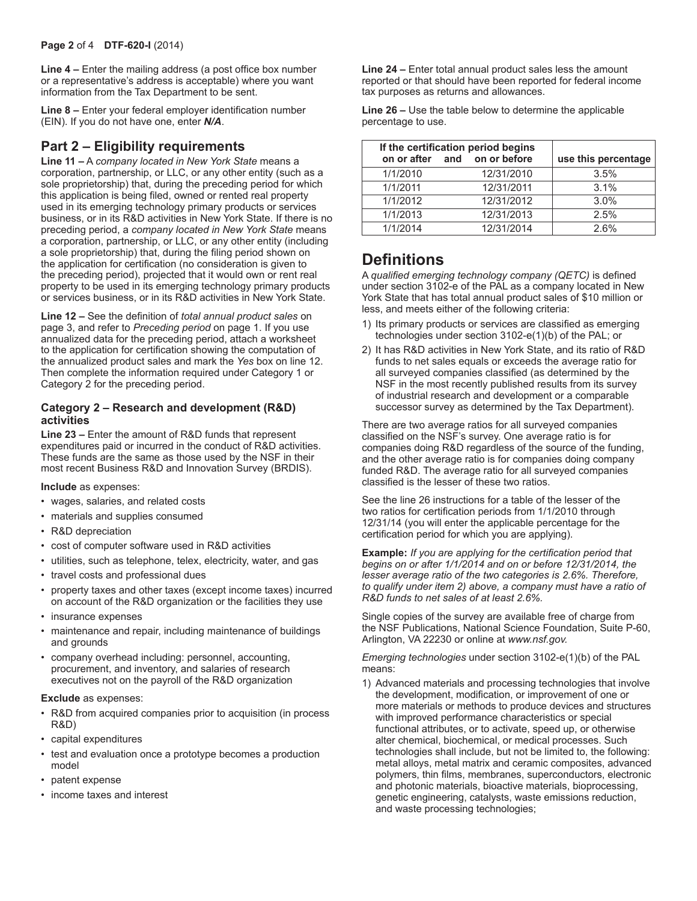**Line 4 –** Enter the mailing address (a post office box number or a representative's address is acceptable) where you want information from the Tax Department to be sent.

**Line 8 –** Enter your federal employer identification number (EIN). If you do not have one, enter ***N/A***.

## Part 2 – Eligibility requirements

**Line 11 –** A *company located in New York State* means a corporation, partnership, or LLC, or any other entity (such as a sole proprietorship) that, during the preceding period for which this application is being filed, owned or rented real property used in its emerging technology primary products or services business, or in its R&D activities in New York State. If there is no preceding period, a *company located in New York State* means a corporation, partnership, or LLC, or any other entity (including a sole proprietorship) that, during the filing period shown on the application for certification (no consideration is given to the preceding period), projected that it would own or rent real property to be used in its emerging technology primary products or services business, or in its R&D activities in New York State.

**Line 12 –** See the definition of *total annual product sales* on page 3, and refer to *Preceding period* on page 1. If you use annualized data for the preceding period, attach a worksheet to the application for certification showing the computation of the annualized product sales and mark the *Yes* box on line 12. Then complete the information required under Category 1 or Category 2 for the preceding period.

### Category 2 – Research and development (R&D) activities

**Line 23 –** Enter the amount of R&D funds that represent expenditures paid or incurred in the conduct of R&D activities. These funds are the same as those used by the NSF in their most recent Business R&D and Innovation Survey (BRDIS).

**Include** as expenses:

- wages, salaries, and related costs
- materials and supplies consumed
- R&D depreciation
- cost of computer software used in R&D activities
- utilities, such as telephone, telex, electricity, water, and gas
- travel costs and professional dues
- property taxes and other taxes (except income taxes) incurred on account of the R&D organization or the facilities they use
- insurance expenses
- maintenance and repair, including maintenance of buildings and grounds
- company overhead including: personnel, accounting, procurement, and inventory, and salaries of research executives not on the payroll of the R&D organization

**Exclude** as expenses:

- R&D from acquired companies prior to acquisition (in process R&D)
- capital expenditures
- test and evaluation once a prototype becomes a production model
- patent expense
- income taxes and interest

**Line 24 –** Enter total annual product sales less the amount reported or that should have been reported for federal income tax purposes as returns and allowances.

**Line 26 –** Use the table below to determine the applicable percentage to use.

| If the certification period begins on or after | and on or before | use this percentage |
|---|---|---|
| 1/1/2010 | 12/31/2010 | 3.5% |
| 1/1/2011 | 12/31/2011 | 3.1% |
| 1/1/2012 | 12/31/2012 | 3.0% |
| 1/1/2013 | 12/31/2013 | 2.5% |
| 1/1/2014 | 12/31/2014 | 2.6% |

# Definitions

A *qualified emerging technology company (QETC)* is defined under section 3102-e of the PAL as a company located in New York State that has total annual product sales of $10 million or less, and meets either of the following criteria:

1) Its primary products or services are classified as emerging technologies under section 3102-e(1)(b) of the PAL; or
2) It has R&D activities in New York State, and its ratio of R&D funds to net sales equals or exceeds the average ratio for all surveyed companies classified (as determined by the NSF in the most recently published results from its survey of industrial research and development or a comparable successor survey as determined by the Tax Department).

There are two average ratios for all surveyed companies classified on the NSF's survey. One average ratio is for companies doing R&D regardless of the source of the funding, and the other average ratio is for companies doing company funded R&D. The average ratio for all surveyed companies classified is the lesser of these two ratios.

See the line 26 instructions for a table of the lesser of the two ratios for certification periods from 1/1/2010 through 12/31/14 (you will enter the applicable percentage for the certification period for which you are applying).

**Example:** *If you are applying for the certification period that begins on or after 1/1/2014 and on or before 12/31/2014, the lesser average ratio of the two categories is 2.6%. Therefore, to qualify under item 2) above, a company must have a ratio of R&D funds to net sales of at least 2.6%.*

Single copies of the survey are available free of charge from the NSF Publications, National Science Foundation, Suite P-60, Arlington, VA 22230 or online at *www.nsf.gov.*

*Emerging technologies* under section 3102-e(1)(b) of the PAL means:

1) Advanced materials and processing technologies that involve the development, modification, or improvement of one or more materials or methods to produce devices and structures with improved performance characteristics or special functional attributes, or to activate, speed up, or otherwise alter chemical, biochemical, or medical processes. Such technologies shall include, but not be limited to, the following: metal alloys, metal matrix and ceramic composites, advanced polymers, thin films, membranes, superconductors, electronic and photonic materials, bioactive materials, bioprocessing, genetic engineering, catalysts, waste emissions reduction, and waste processing technologies;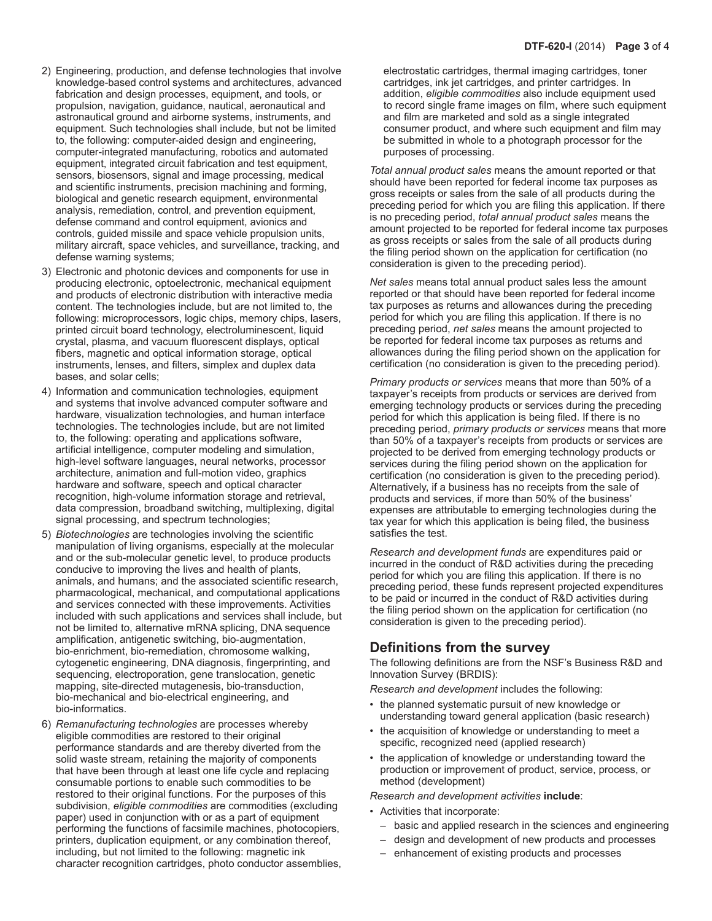2) Engineering, production, and defense technologies that involve knowledge-based control systems and architectures, advanced fabrication and design processes, equipment, and tools, or propulsion, navigation, guidance, nautical, aeronautical and astronautical ground and airborne systems, instruments, and equipment. Such technologies shall include, but not be limited to, the following: computer-aided design and engineering, computer-integrated manufacturing, robotics and automated equipment, integrated circuit fabrication and test equipment, sensors, biosensors, signal and image processing, medical and scientific instruments, precision machining and forming, biological and genetic research equipment, environmental analysis, remediation, control, and prevention equipment, defense command and control equipment, avionics and controls, guided missile and space vehicle propulsion units, military aircraft, space vehicles, and surveillance, tracking, and defense warning systems;
3) Electronic and photonic devices and components for use in producing electronic, optoelectronic, mechanical equipment and products of electronic distribution with interactive media content. The technologies include, but are not limited to, the following: microprocessors, logic chips, memory chips, lasers, printed circuit board technology, electroluminescent, liquid crystal, plasma, and vacuum fluorescent displays, optical fibers, magnetic and optical information storage, optical instruments, lenses, and filters, simplex and duplex data bases, and solar cells;
4) Information and communication technologies, equipment and systems that involve advanced computer software and hardware, visualization technologies, and human interface technologies. The technologies include, but are not limited to, the following: operating and applications software, artificial intelligence, computer modeling and simulation, high-level software languages, neural networks, processor architecture, animation and full-motion video, graphics hardware and software, speech and optical character recognition, high-volume information storage and retrieval, data compression, broadband switching, multiplexing, digital signal processing, and spectrum technologies;
5) *Biotechnologies* are technologies involving the scientific manipulation of living organisms, especially at the molecular and or the sub-molecular genetic level, to produce products conducive to improving the lives and health of plants, animals, and humans; and the associated scientific research, pharmacological, mechanical, and computational applications and services connected with these improvements. Activities included with such applications and services shall include, but not be limited to, alternative mRNA splicing, DNA sequence amplification, antigenetic switching, bio-augmentation, bio-enrichment, bio-remediation, chromosome walking, cytogenetic engineering, DNA diagnosis, fingerprinting, and sequencing, electroporation, gene translocation, genetic mapping, site-directed mutagenesis, bio-transduction, bio-mechanical and bio-electrical engineering, and bio-informatics.
6) *Remanufacturing technologies* are processes whereby eligible commodities are restored to their original performance standards and are thereby diverted from the solid waste stream, retaining the majority of components that have been through at least one life cycle and replacing consumable portions to enable such commodities to be restored to their original functions. For the purposes of this subdivision, *eligible commodities* are commodities (excluding paper) used in conjunction with or as a part of equipment performing the functions of facsimile machines, photocopiers, printers, duplication equipment, or any combination thereof, including, but not limited to the following: magnetic ink character recognition cartridges, photo conductor assemblies, electrostatic cartridges, thermal imaging cartridges, toner cartridges, ink jet cartridges, and printer cartridges. In addition, *eligible commodities* also include equipment used to record single frame images on film, where such equipment and film are marketed and sold as a single integrated consumer product, and where such equipment and film may be submitted in whole to a photograph processor for the purposes of processing.

*Total annual product sales* means the amount reported or that should have been reported for federal income tax purposes as gross receipts or sales from the sale of all products during the preceding period for which you are filing this application. If there is no preceding period, *total annual product sales* means the amount projected to be reported for federal income tax purposes as gross receipts or sales from the sale of all products during the filing period shown on the application for certification (no consideration is given to the preceding period).

*Net sales* means total annual product sales less the amount reported or that should have been reported for federal income tax purposes as returns and allowances during the preceding period for which you are filing this application. If there is no preceding period, *net sales* means the amount projected to be reported for federal income tax purposes as returns and allowances during the filing period shown on the application for certification (no consideration is given to the preceding period).

*Primary products or services* means that more than 50% of a taxpayer's receipts from products or services are derived from emerging technology products or services during the preceding period for which this application is being filed. If there is no preceding period, *primary products or services* means that more than 50% of a taxpayer's receipts from products or services are projected to be derived from emerging technology products or services during the filing period shown on the application for certification (no consideration is given to the preceding period). Alternatively, if a business has no receipts from the sale of products and services, if more than 50% of the business' expenses are attributable to emerging technologies during the tax year for which this application is being filed, the business satisfies the test.

*Research and development funds* are expenditures paid or incurred in the conduct of R&D activities during the preceding period for which you are filing this application. If there is no preceding period, these funds represent projected expenditures to be paid or incurred in the conduct of R&D activities during the filing period shown on the application for certification (no consideration is given to the preceding period).

## Definitions from the survey

The following definitions are from the NSF's Business R&D and Innovation Survey (BRDIS):

*Research and development* includes the following:

- the planned systematic pursuit of new knowledge or understanding toward general application (basic research)
- the acquisition of knowledge or understanding to meet a specific, recognized need (applied research)
- the application of knowledge or understanding toward the production or improvement of product, service, process, or method (development)

*Research and development activities* **include**:

- Activities that incorporate:
  - basic and applied research in the sciences and engineering
  - design and development of new products and processes
  - enhancement of existing products and processes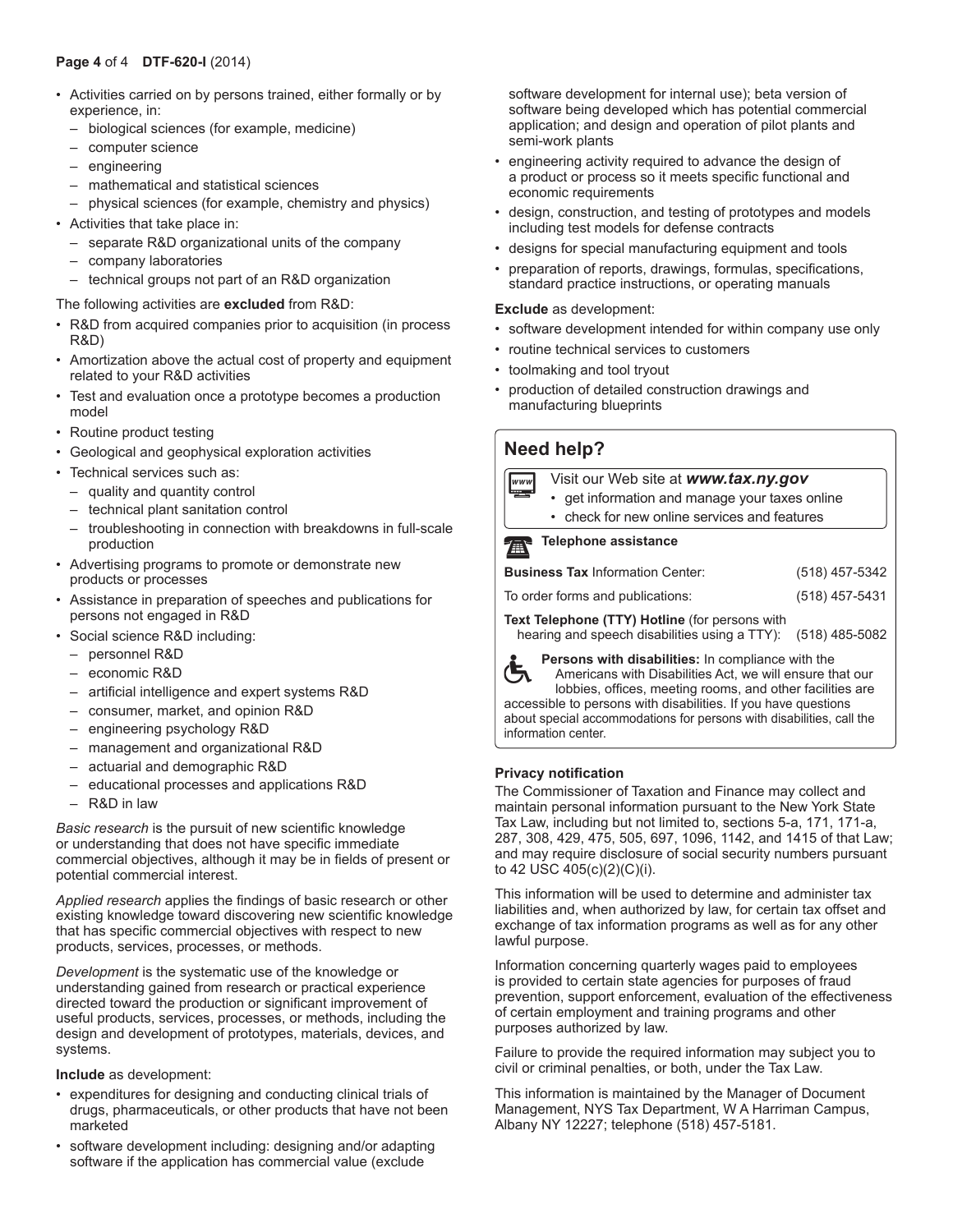- Activities carried on by persons trained, either formally or by experience, in:
  - biological sciences (for example, medicine)
  - computer science
  - engineering
  - mathematical and statistical sciences
  - physical sciences (for example, chemistry and physics)
- Activities that take place in:
  - separate R&D organizational units of the company
  - company laboratories
  - technical groups not part of an R&D organization

The following activities are **excluded** from R&D:

- R&D from acquired companies prior to acquisition (in process R&D)
- Amortization above the actual cost of property and equipment related to your R&D activities
- Test and evaluation once a prototype becomes a production model
- Routine product testing
- Geological and geophysical exploration activities
- Technical services such as:
  - quality and quantity control
  - technical plant sanitation control
  - troubleshooting in connection with breakdowns in full-scale production
- Advertising programs to promote or demonstrate new products or processes
- Assistance in preparation of speeches and publications for persons not engaged in R&D
- Social science R&D including:
  - personnel R&D
  - economic R&D
  - artificial intelligence and expert systems R&D
  - consumer, market, and opinion R&D
  - engineering psychology R&D
  - management and organizational R&D
  - actuarial and demographic R&D
  - educational processes and applications R&D
  - R&D in law

*Basic research* is the pursuit of new scientific knowledge or understanding that does not have specific immediate commercial objectives, although it may be in fields of present or potential commercial interest.

*Applied research* applies the findings of basic research or other existing knowledge toward discovering new scientific knowledge that has specific commercial objectives with respect to new products, services, processes, or methods.

*Development* is the systematic use of the knowledge or understanding gained from research or practical experience directed toward the production or significant improvement of useful products, services, processes, or methods, including the design and development of prototypes, materials, devices, and systems.

**Include** as development:

- expenditures for designing and conducting clinical trials of drugs, pharmaceuticals, or other products that have not been marketed
- software development including: designing and/or adapting software if the application has commercial value (exclude software development for internal use); beta version of software being developed which has potential commercial application; and design and operation of pilot plants and semi-work plants
- engineering activity required to advance the design of a product or process so it meets specific functional and economic requirements
- design, construction, and testing of prototypes and models including test models for defense contracts
- designs for special manufacturing equipment and tools
- preparation of reports, drawings, formulas, specifications, standard practice instructions, or operating manuals

**Exclude** as development:

- software development intended for within company use only
- routine technical services to customers
- toolmaking and tool tryout
- production of detailed construction drawings and manufacturing blueprints

## Need help?

Visit our Web site at ***www.tax.ny.gov***
- get information and manage your taxes online
- check for new online services and features

**Telephone assistance**

| | |
|---|---|
| **Business Tax** Information Center: | (518) 457-5342 |
| To order forms and publications: | (518) 457-5431 |
| **Text Telephone (TTY) Hotline** (for persons with hearing and speech disabilities using a TTY): | (518) 485-5082 |

**Persons with disabilities:** In compliance with the Americans with Disabilities Act, we will ensure that our lobbies, offices, meeting rooms, and other facilities are accessible to persons with disabilities. If you have questions about special accommodations for persons with disabilities, call the information center.

**Privacy notification**

The Commissioner of Taxation and Finance may collect and maintain personal information pursuant to the New York State Tax Law, including but not limited to, sections 5-a, 171, 171-a, 287, 308, 429, 475, 505, 697, 1096, 1142, and 1415 of that Law; and may require disclosure of social security numbers pursuant to 42 USC 405(c)(2)(C)(i).

This information will be used to determine and administer tax liabilities and, when authorized by law, for certain tax offset and exchange of tax information programs as well as for any other lawful purpose.

Information concerning quarterly wages paid to employees is provided to certain state agencies for purposes of fraud prevention, support enforcement, evaluation of the effectiveness of certain employment and training programs and other purposes authorized by law.

Failure to provide the required information may subject you to civil or criminal penalties, or both, under the Tax Law.

This information is maintained by the Manager of Document Management, NYS Tax Department, W A Harriman Campus, Albany NY 12227; telephone (518) 457-5181.